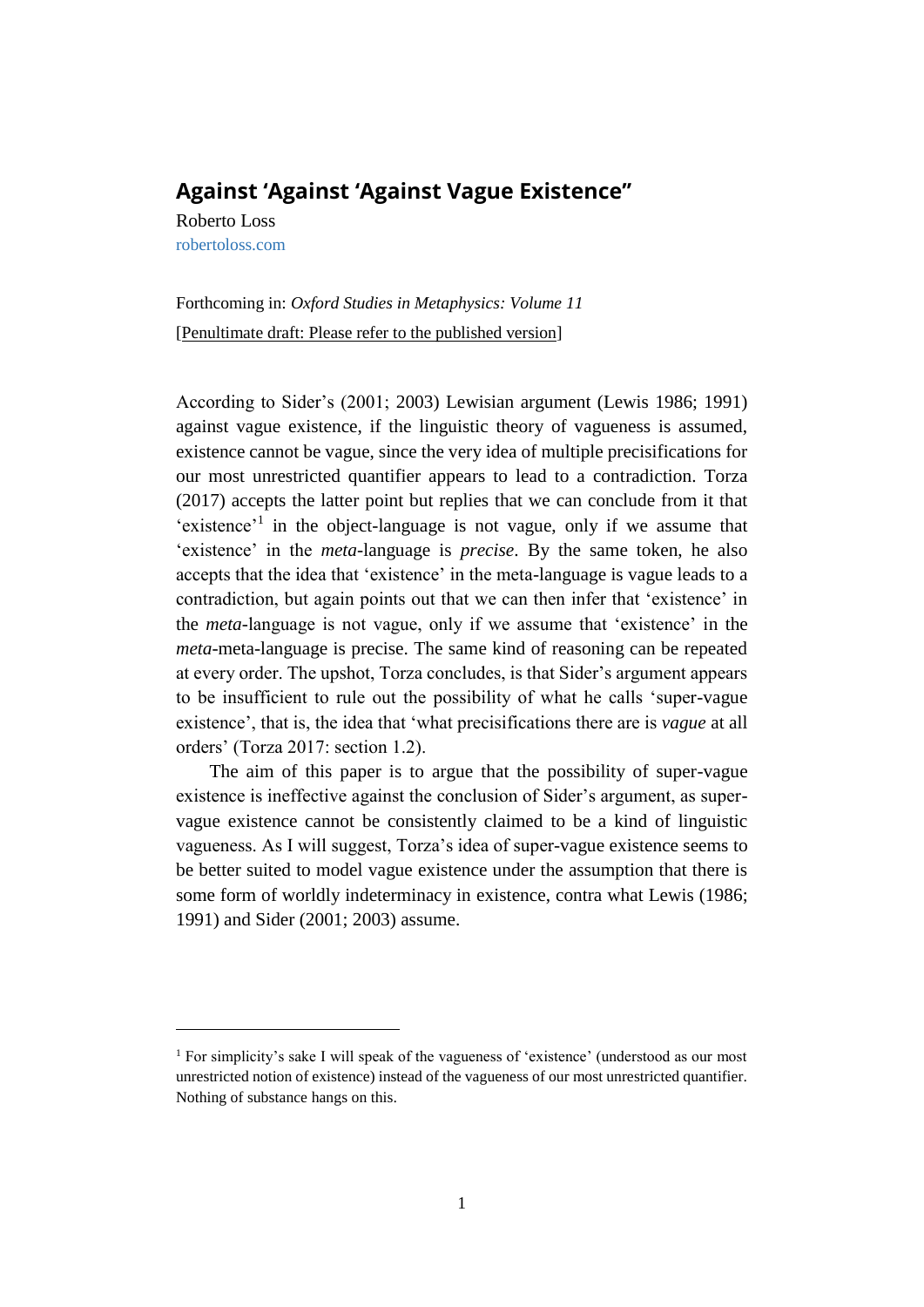# Against 'Against 'Against Vague Existence''

Roberto Loss
robertoloss.com

Forthcoming in: *Oxford Studies in Metaphysics: Volume 11*
[Penultimate draft: Please refer to the published version]

According to Sider's (2001; 2003) Lewisian argument (Lewis 1986; 1991) against vague existence, if the linguistic theory of vagueness is assumed, existence cannot be vague, since the very idea of multiple precisifications for our most unrestricted quantifier appears to lead to a contradiction. Torza (2017) accepts the latter point but replies that we can conclude from it that 'existence'[1] in the object-language is not vague, only if we assume that 'existence' in the *meta*-language is *precise*. By the same token, he also accepts that the idea that 'existence' in the meta-language is vague leads to a contradiction, but again points out that we can then infer that 'existence' in the *meta*-language is not vague, only if we assume that 'existence' in the *meta*-meta-language is precise. The same kind of reasoning can be repeated at every order. The upshot, Torza concludes, is that Sider's argument appears to be insufficient to rule out the possibility of what he calls 'super-vague existence', that is, the idea that 'what precisifications there are is *vague* at all orders' (Torza 2017: section 1.2).

The aim of this paper is to argue that the possibility of super-vague existence is ineffective against the conclusion of Sider's argument, as super-vague existence cannot be consistently claimed to be a kind of linguistic vagueness. As I will suggest, Torza's idea of super-vague existence seems to be better suited to model vague existence under the assumption that there is some form of worldly indeterminacy in existence, contra what Lewis (1986; 1991) and Sider (2001; 2003) assume.

[1] For simplicity's sake I will speak of the vagueness of 'existence' (understood as our most unrestricted notion of existence) instead of the vagueness of our most unrestricted quantifier. Nothing of substance hangs on this.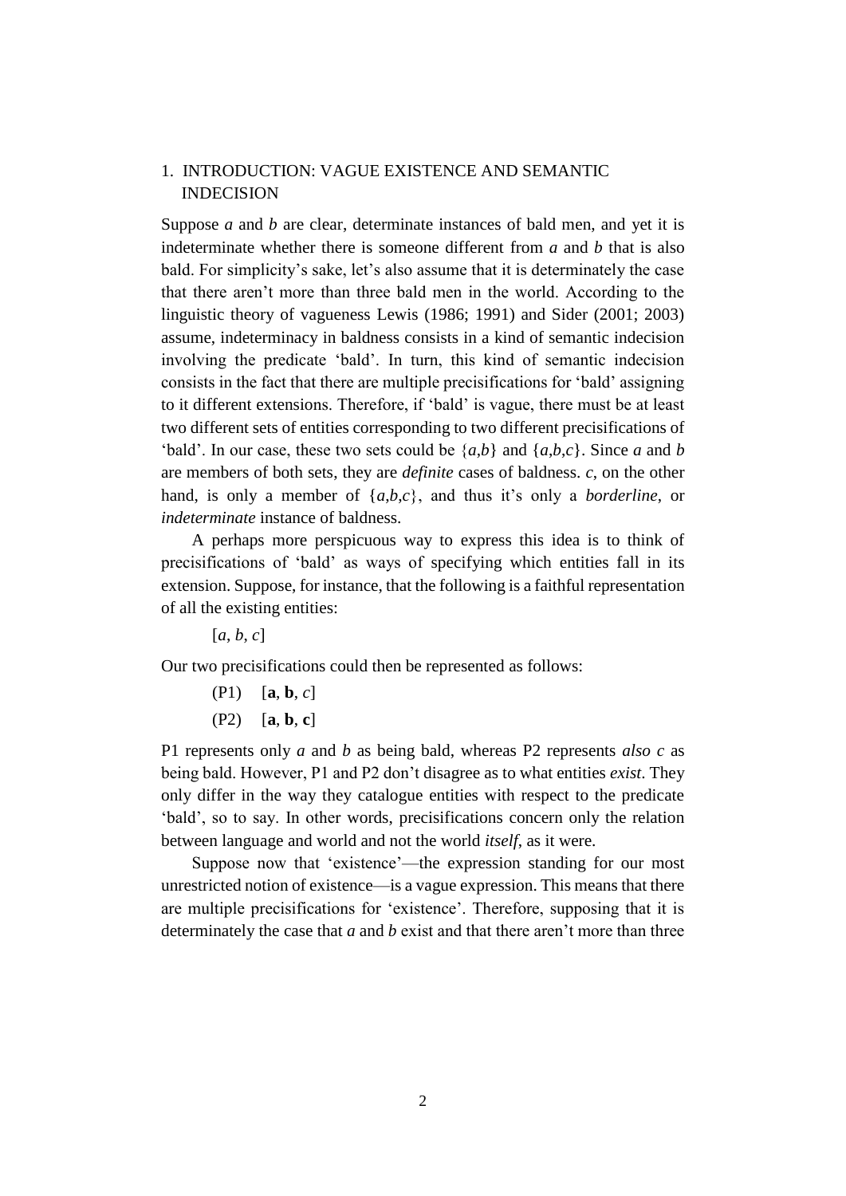## 1. INTRODUCTION: VAGUE EXISTENCE AND SEMANTIC INDECISION

Suppose *a* and *b* are clear, determinate instances of bald men, and yet it is indeterminate whether there is someone different from *a* and *b* that is also bald. For simplicity's sake, let's also assume that it is determinately the case that there aren't more than three bald men in the world. According to the linguistic theory of vagueness Lewis (1986; 1991) and Sider (2001; 2003) assume, indeterminacy in baldness consists in a kind of semantic indecision involving the predicate 'bald'. In turn, this kind of semantic indecision consists in the fact that there are multiple precisifications for 'bald' assigning to it different extensions. Therefore, if 'bald' is vague, there must be at least two different sets of entities corresponding to two different precisifications of 'bald'. In our case, these two sets could be {*a*,*b*} and {*a*,*b*,*c*}. Since *a* and *b* are members of both sets, they are *definite* cases of baldness. *c*, on the other hand, is only a member of {*a*,*b*,*c*}, and thus it's only a *borderline*, or *indeterminate* instance of baldness.

A perhaps more perspicuous way to express this idea is to think of precisifications of 'bald' as ways of specifying which entities fall in its extension. Suppose, for instance, that the following is a faithful representation of all the existing entities:

[*a*, *b*, *c*]

Our two precisifications could then be represented as follows:

(P1) [**a**, **b**, *c*]

(P2) [**a**, **b**, **c**]

P1 represents only *a* and *b* as being bald, whereas P2 represents *also c* as being bald. However, P1 and P2 don't disagree as to what entities *exist*. They only differ in the way they catalogue entities with respect to the predicate 'bald', so to say. In other words, precisifications concern only the relation between language and world and not the world *itself*, as it were.

Suppose now that 'existence'—the expression standing for our most unrestricted notion of existence—is a vague expression. This means that there are multiple precisifications for 'existence'. Therefore, supposing that it is determinately the case that *a* and *b* exist and that there aren't more than three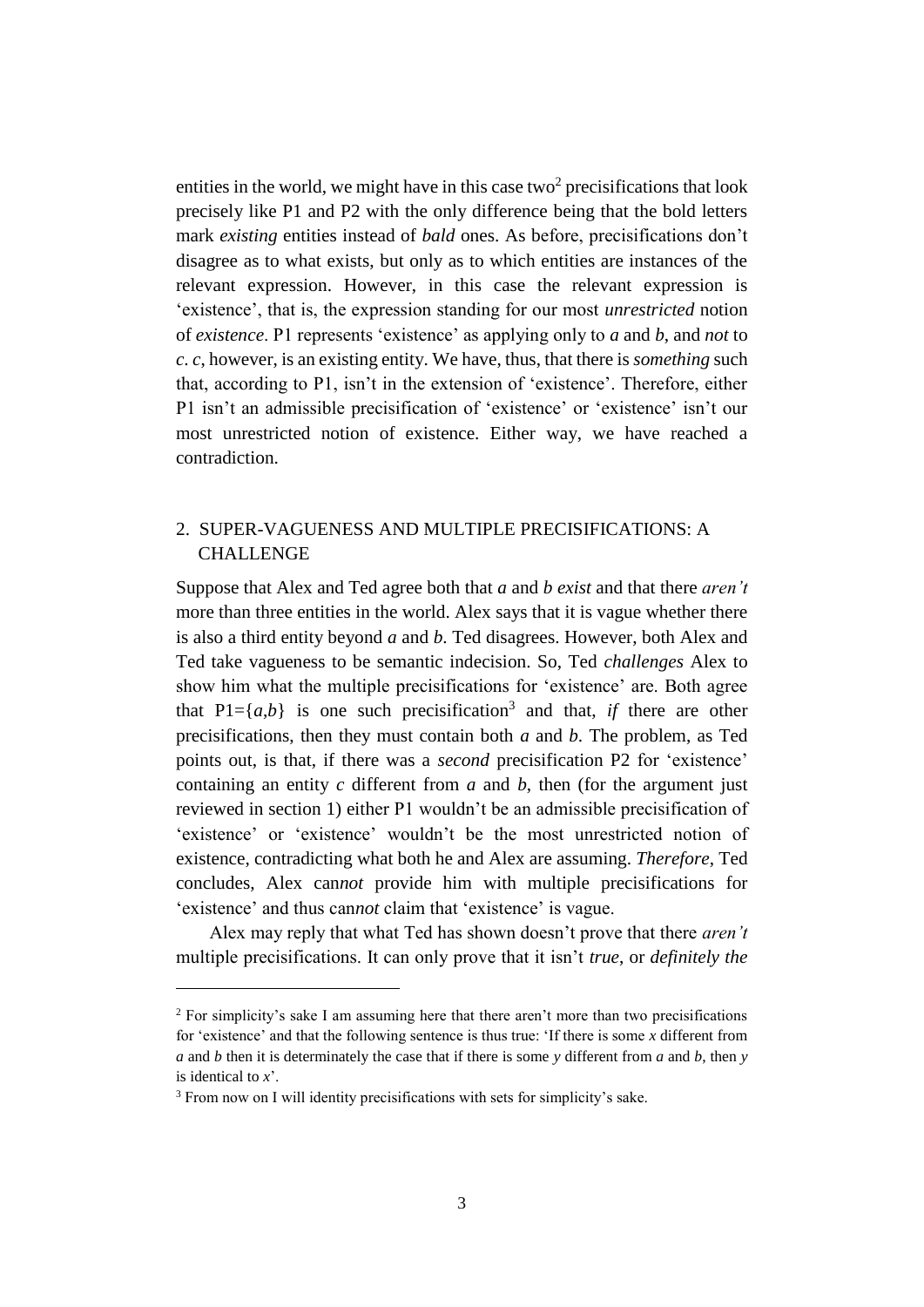entities in the world, we might have in this case two[2] precisifications that look precisely like P1 and P2 with the only difference being that the bold letters mark *existing* entities instead of *bald* ones. As before, precisifications don't disagree as to what exists, but only as to which entities are instances of the relevant expression. However, in this case the relevant expression is 'existence', that is, the expression standing for our most *unrestricted* notion of *existence*. P1 represents 'existence' as applying only to ***a*** and ***b***, and *not* to *c*. *c*, however, is an existing entity. We have, thus, that there is *something* such that, according to P1, isn't in the extension of 'existence'. Therefore, either P1 isn't an admissible precisification of 'existence' or 'existence' isn't our most unrestricted notion of existence. Either way, we have reached a contradiction.

## 2. SUPER-VAGUENESS AND MULTIPLE PRECISIFICATIONS: A CHALLENGE

Suppose that Alex and Ted agree both that *a* and *b exist* and that there *aren't* more than three entities in the world. Alex says that it is vague whether there is also a third entity beyond *a* and *b*. Ted disagrees. However, both Alex and Ted take vagueness to be semantic indecision. So, Ted *challenges* Alex to show him what the multiple precisifications for 'existence' are. Both agree that P1={*a*,*b*} is one such precisification[3] and that, *if* there are other precisifications, then they must contain both *a* and *b*. The problem, as Ted points out, is that, if there was a *second* precisification P2 for 'existence' containing an entity *c* different from *a* and *b*, then (for the argument just reviewed in section 1) either P1 wouldn't be an admissible precisification of 'existence' or 'existence' wouldn't be the most unrestricted notion of existence, contradicting what both he and Alex are assuming. *Therefore*, Ted concludes, Alex can*not* provide him with multiple precisifications for 'existence' and thus can*not* claim that 'existence' is vague.

Alex may reply that what Ted has shown doesn't prove that there *aren't* multiple precisifications. It can only prove that it isn't *true*, or *definitely the*

---

[2] For simplicity's sake I am assuming here that there aren't more than two precisifications for 'existence' and that the following sentence is thus true: 'If there is some *x* different from *a* and *b* then it is determinately the case that if there is some *y* different from *a* and *b*, then *y* is identical to *x*'.

[3] From now on I will identity precisifications with sets for simplicity's sake.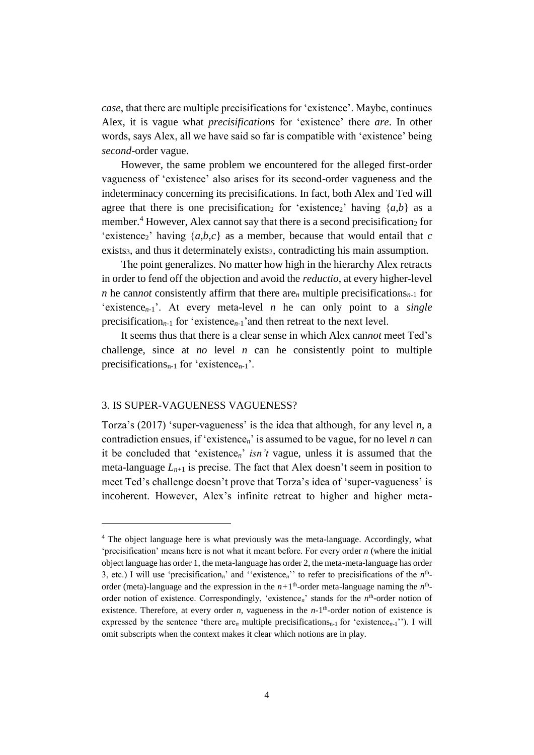*case*, that there are multiple precisifications for 'existence'. Maybe, continues Alex, it is vague what *precisifications* for 'existence' there *are*. In other words, says Alex, all we have said so far is compatible with 'existence' being *second*-order vague.

However, the same problem we encountered for the alleged first-order vagueness of 'existence' also arises for its second-order vagueness and the indeterminacy concerning its precisifications. In fact, both Alex and Ted will agree that there is one precisification$_2$ for 'existence$_2$' having $\{a,b\}$ as a member.[4] However, Alex cannot say that there is a second precisification$_2$ for 'existence$_2$' having $\{a,b,c\}$ as a member, because that would entail that $c$ exists$_3$, and thus it determinately exists$_2$, contradicting his main assumption.

The point generalizes. No matter how high in the hierarchy Alex retracts in order to fend off the objection and avoid the *reductio*, at every higher-level $n$ he can*not* consistently affirm that there are$_n$ multiple precisifications$_{n-1}$ for 'existence$_{n-1}$'. At every meta-level $n$ he can only point to a *single* precisification$_{n-1}$ for 'existence$_{n-1}$'and then retreat to the next level.

It seems thus that there is a clear sense in which Alex can*not* meet Ted's challenge, since at *no* level $n$ can he consistently point to multiple precisifications$_{n-1}$ for 'existence$_{n-1}$'.

## 3. IS SUPER-VAGUENESS VAGUENESS?

Torza's (2017) 'super-vagueness' is the idea that although, for any level $n$, a contradiction ensues, if 'existence$_n$' is assumed to be vague, for no level $n$ can it be concluded that 'existence$_n$' *isn't* vague, unless it is assumed that the meta-language $L_{n+1}$ is precise. The fact that Alex doesn't seem in position to meet Ted's challenge doesn't prove that Torza's idea of 'super-vagueness' is incoherent. However, Alex's infinite retreat to higher and higher meta-

---

[4] The object language here is what previously was the meta-language. Accordingly, what 'precisification' means here is not what it meant before. For every order $n$ (where the initial object language has order 1, the meta-language has order 2, the meta-meta-language has order 3, etc.) I will use 'precisification$_n$' and ''existence$_n$'' to refer to precisifications of the $n^{\text{th}}$-order (meta)-language and the expression in the $n+1^{\text{th}}$-order meta-language naming the $n^{\text{th}}$-order notion of existence. Correspondingly, 'existence$_n$' stands for the $n^{\text{th}}$-order notion of existence. Therefore, at every order $n$, vagueness in the $n$-$1^{\text{th}}$-order notion of existence is expressed by the sentence 'there are$_n$ multiple precisifications$_{n-1}$ for 'existence$_{n-1}$''). I will omit subscripts when the context makes it clear which notions are in play.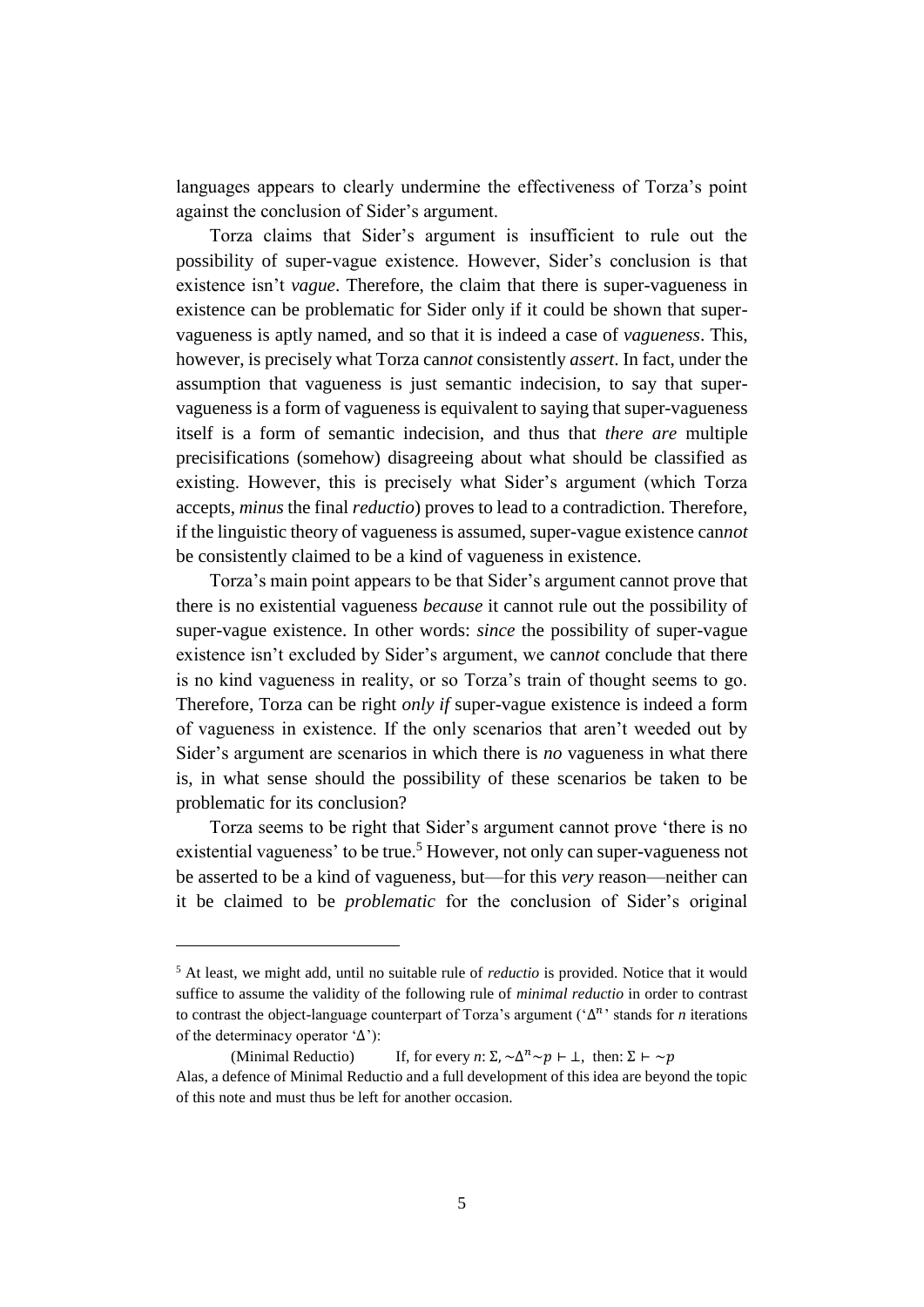languages appears to clearly undermine the effectiveness of Torza's point against the conclusion of Sider's argument.

Torza claims that Sider's argument is insufficient to rule out the possibility of super-vague existence. However, Sider's conclusion is that existence isn't *vague*. Therefore, the claim that there is super-vagueness in existence can be problematic for Sider only if it could be shown that super-vagueness is aptly named, and so that it is indeed a case of *vagueness*. This, however, is precisely what Torza can*not* consistently *assert*. In fact, under the assumption that vagueness is just semantic indecision, to say that super-vagueness is a form of vagueness is equivalent to saying that super-vagueness itself is a form of semantic indecision, and thus that *there are* multiple precisifications (somehow) disagreeing about what should be classified as existing. However, this is precisely what Sider's argument (which Torza accepts, *minus* the final *reductio*) proves to lead to a contradiction. Therefore, if the linguistic theory of vagueness is assumed, super-vague existence can*not* be consistently claimed to be a kind of vagueness in existence.

Torza's main point appears to be that Sider's argument cannot prove that there is no existential vagueness *because* it cannot rule out the possibility of super-vague existence. In other words: *since* the possibility of super-vague existence isn't excluded by Sider's argument, we can*not* conclude that there is no kind vagueness in reality, or so Torza's train of thought seems to go. Therefore, Torza can be right *only if* super-vague existence is indeed a form of vagueness in existence. If the only scenarios that aren't weeded out by Sider's argument are scenarios in which there is *no* vagueness in what there is, in what sense should the possibility of these scenarios be taken to be problematic for its conclusion?

Torza seems to be right that Sider's argument cannot prove 'there is no existential vagueness' to be true.[5] However, not only can super-vagueness not be asserted to be a kind of vagueness, but—for this *very* reason—neither can it be claimed to be *problematic* for the conclusion of Sider's original

---

[5] At least, we might add, until no suitable rule of *reductio* is provided. Notice that it would suffice to assume the validity of the following rule of *minimal reductio* in order to contrast to contrast the object-language counterpart of Torza's argument ('$\Delta^n$' stands for *n* iterations of the determinacy operator '$\Delta$'):

(Minimal Reductio) If, for every $n$: $\Sigma, \sim\Delta^n{\sim}p \vdash \bot$, then: $\Sigma \vdash \sim p$

Alas, a defence of Minimal Reductio and a full development of this idea are beyond the topic of this note and must thus be left for another occasion.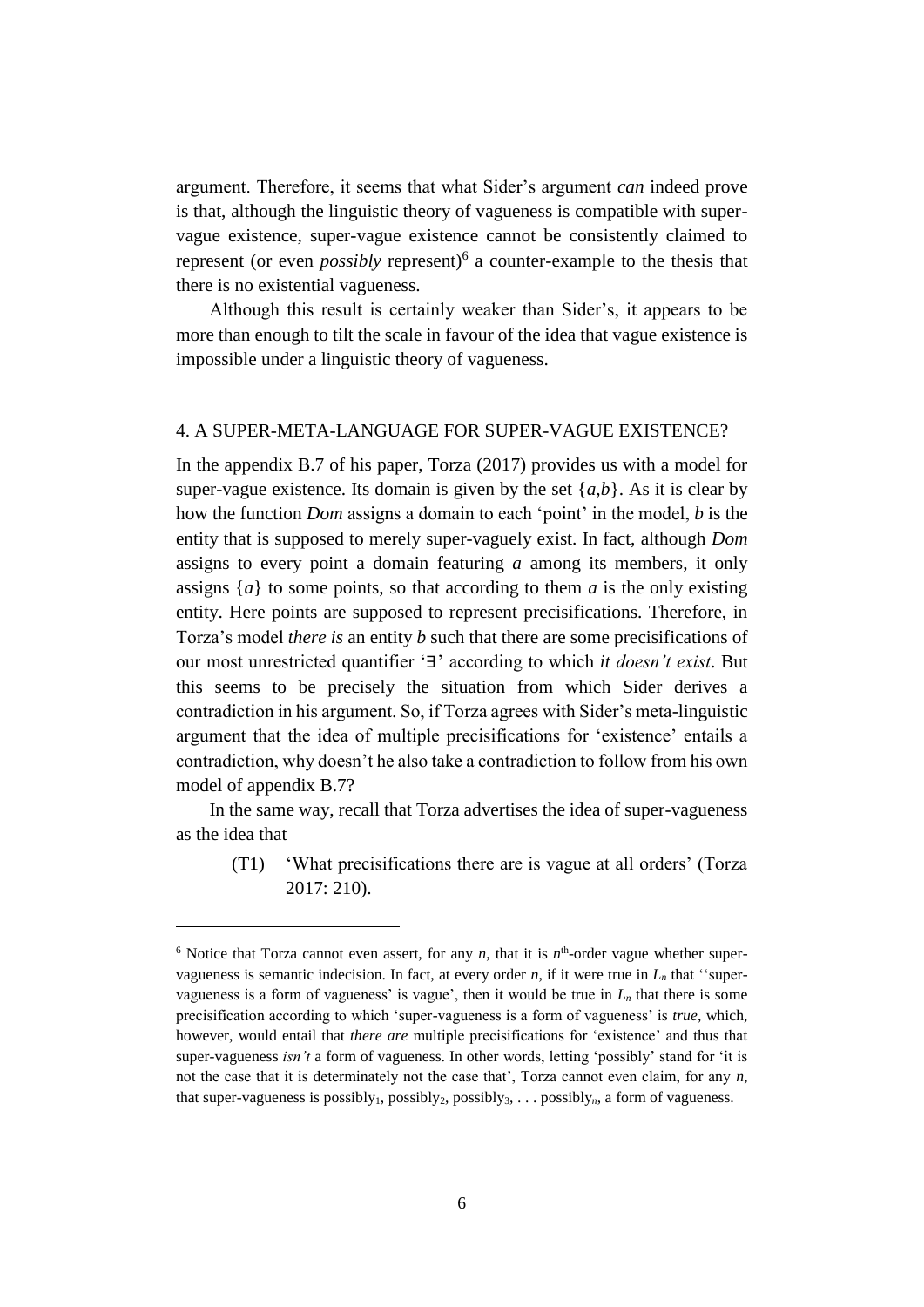argument. Therefore, it seems that what Sider's argument *can* indeed prove is that, although the linguistic theory of vagueness is compatible with super-vague existence, super-vague existence cannot be consistently claimed to represent (or even *possibly* represent)[6] a counter-example to the thesis that there is no existential vagueness.

Although this result is certainly weaker than Sider's, it appears to be more than enough to tilt the scale in favour of the idea that vague existence is impossible under a linguistic theory of vagueness.

## 4. A SUPER-META-LANGUAGE FOR SUPER-VAGUE EXISTENCE?

In the appendix B.7 of his paper, Torza (2017) provides us with a model for super-vague existence. Its domain is given by the set $\{a,b\}$. As it is clear by how the function *Dom* assigns a domain to each 'point' in the model, *b* is the entity that is supposed to merely super-vaguely exist. In fact, although *Dom* assigns to every point a domain featuring *a* among its members, it only assigns $\{a\}$ to some points, so that according to them *a* is the only existing entity. Here points are supposed to represent precisifications. Therefore, in Torza's model *there is* an entity *b* such that there are some precisifications of our most unrestricted quantifier '∃' according to which *it doesn't exist*. But this seems to be precisely the situation from which Sider derives a contradiction in his argument. So, if Torza agrees with Sider's meta-linguistic argument that the idea of multiple precisifications for 'existence' entails a contradiction, why doesn't he also take a contradiction to follow from his own model of appendix B.7?

In the same way, recall that Torza advertises the idea of super-vagueness as the idea that

(T1) 'What precisifications there are is vague at all orders' (Torza 2017: 210).

[6] Notice that Torza cannot even assert, for any $n$, that it is $n^{\text{th}}$-order vague whether super-vagueness is semantic indecision. In fact, at every order $n$, if it were true in $L_n$ that ''super-vagueness is a form of vagueness' is vague', then it would be true in $L_n$ that there is some precisification according to which 'super-vagueness is a form of vagueness' is *true*, which, however, would entail that *there are* multiple precisifications for 'existence' and thus that super-vagueness *isn't* a form of vagueness. In other words, letting 'possibly' stand for 'it is not the case that it is determinately not the case that', Torza cannot even claim, for any $n$, that super-vagueness is possibly$_1$, possibly$_2$, possibly$_3$, . . . possibly$_n$, a form of vagueness.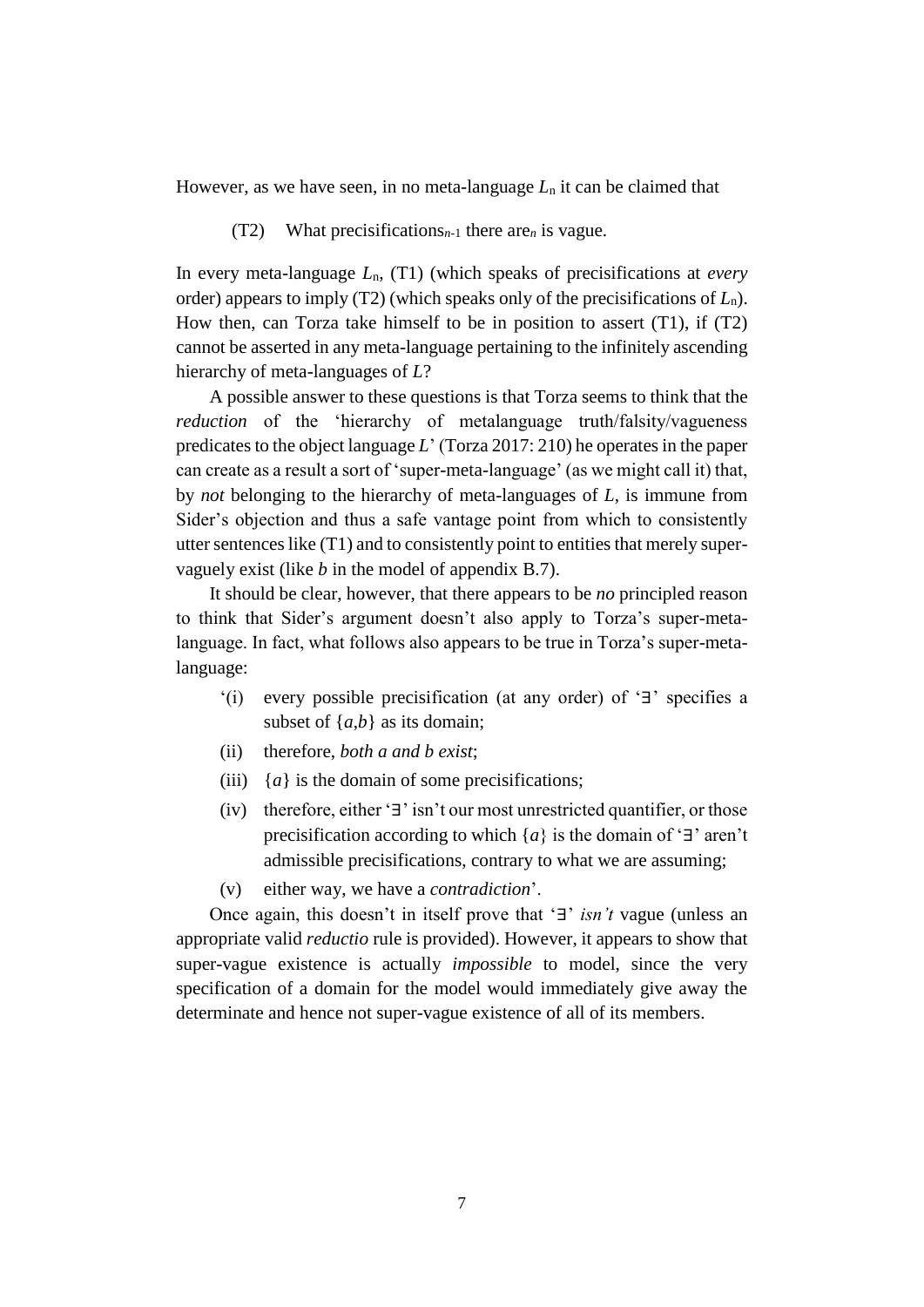However, as we have seen, in no meta-language $L_n$ it can be claimed that

> (T2) What precisifications$_{n-1}$ there are$_n$ is vague.

In every meta-language $L_n$, (T1) (which speaks of precisifications at *every* order) appears to imply (T2) (which speaks only of the precisifications of $L_n$). How then, can Torza take himself to be in position to assert (T1), if (T2) cannot be asserted in any meta-language pertaining to the infinitely ascending hierarchy of meta-languages of $L$?

A possible answer to these questions is that Torza seems to think that the *reduction* of the 'hierarchy of metalanguage truth/falsity/vagueness predicates to the object language $L$' (Torza 2017: 210) he operates in the paper can create as a result a sort of 'super-meta-language' (as we might call it) that, by *not* belonging to the hierarchy of meta-languages of $L$, is immune from Sider's objection and thus a safe vantage point from which to consistently utter sentences like (T1) and to consistently point to entities that merely super-vaguely exist (like $b$ in the model of appendix B.7).

It should be clear, however, that there appears to be *no* principled reason to think that Sider's argument doesn't also apply to Torza's super-meta-language. In fact, what follows also appears to be true in Torza's super-meta-language:

> '(i) every possible precisification (at any order) of '∃' specifies a subset of $\{a,b\}$ as its domain;
>
> (ii) therefore, *both a and b exist*;
>
> (iii) $\{a\}$ is the domain of some precisifications;
>
> (iv) therefore, either '∃' isn't our most unrestricted quantifier, or those precisification according to which $\{a\}$ is the domain of '∃' aren't admissible precisifications, contrary to what we are assuming;
>
> (v) either way, we have a *contradiction*'.

Once again, this doesn't in itself prove that '∃' *isn't* vague (unless an appropriate valid *reductio* rule is provided). However, it appears to show that super-vague existence is actually *impossible* to model, since the very specification of a domain for the model would immediately give away the determinate and hence not super-vague existence of all of its members.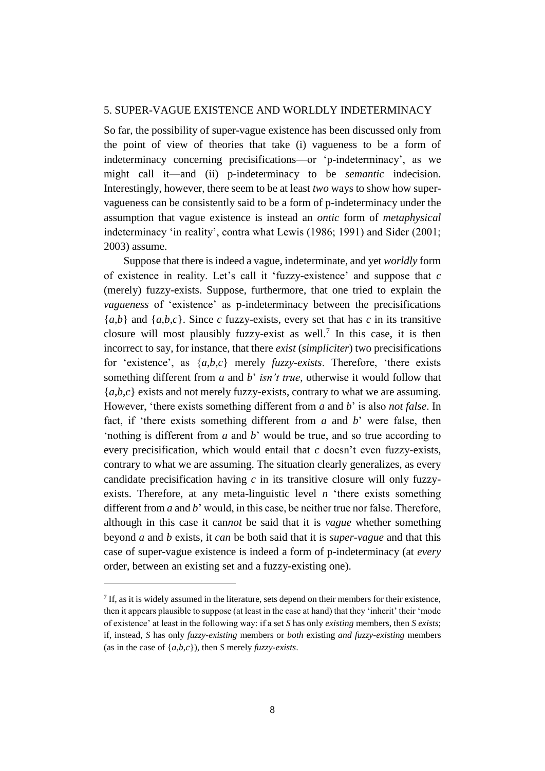## 5. SUPER-VAGUE EXISTENCE AND WORLDLY INDETERMINACY

So far, the possibility of super-vague existence has been discussed only from the point of view of theories that take (i) vagueness to be a form of indeterminacy concerning precisifications—or 'p-indeterminacy', as we might call it—and (ii) p-indeterminacy to be *semantic* indecision. Interestingly, however, there seem to be at least *two* ways to show how super-vagueness can be consistently said to be a form of p-indeterminacy under the assumption that vague existence is instead an *ontic* form of *metaphysical* indeterminacy 'in reality', contra what Lewis (1986; 1991) and Sider (2001; 2003) assume.

Suppose that there is indeed a vague, indeterminate, and yet *worldly* form of existence in reality. Let's call it 'fuzzy-existence' and suppose that *c* (merely) fuzzy-exists. Suppose, furthermore, that one tried to explain the *vagueness* of 'existence' as p-indeterminacy between the precisifications {*a*,*b*} and {*a*,*b*,*c*}. Since *c* fuzzy-exists, every set that has *c* in its transitive closure will most plausibly fuzzy-exist as well.[7] In this case, it is then incorrect to say, for instance, that there *exist* (*simpliciter*) two precisifications for 'existence', as {*a*,*b*,*c*} merely *fuzzy-exists*. Therefore, 'there exists something different from *a* and *b*' *isn't true*, otherwise it would follow that {*a*,*b*,*c*} exists and not merely fuzzy-exists, contrary to what we are assuming. However, 'there exists something different from *a* and *b*' is also *not false*. In fact, if 'there exists something different from *a* and *b*' were false, then 'nothing is different from *a* and *b*' would be true, and so true according to every precisification, which would entail that *c* doesn't even fuzzy-exists, contrary to what we are assuming. The situation clearly generalizes, as every candidate precisification having *c* in its transitive closure will only fuzzy-exists. Therefore, at any meta-linguistic level *n* 'there exists something different from *a* and *b*' would, in this case, be neither true nor false. Therefore, although in this case it can*not* be said that it is *vague* whether something beyond *a* and *b* exists, it *can* be both said that it is *super-vague* and that this case of super-vague existence is indeed a form of p-indeterminacy (at *every* order, between an existing set and a fuzzy-existing one).

[7] If, as it is widely assumed in the literature, sets depend on their members for their existence, then it appears plausible to suppose (at least in the case at hand) that they 'inherit' their 'mode of existence' at least in the following way: if a set *S* has only *existing* members, then *S exists*; if, instead, *S* has only *fuzzy-existing* members or *both* existing *and fuzzy-existing* members (as in the case of {*a*,*b*,*c*}), then *S* merely *fuzzy-exists*.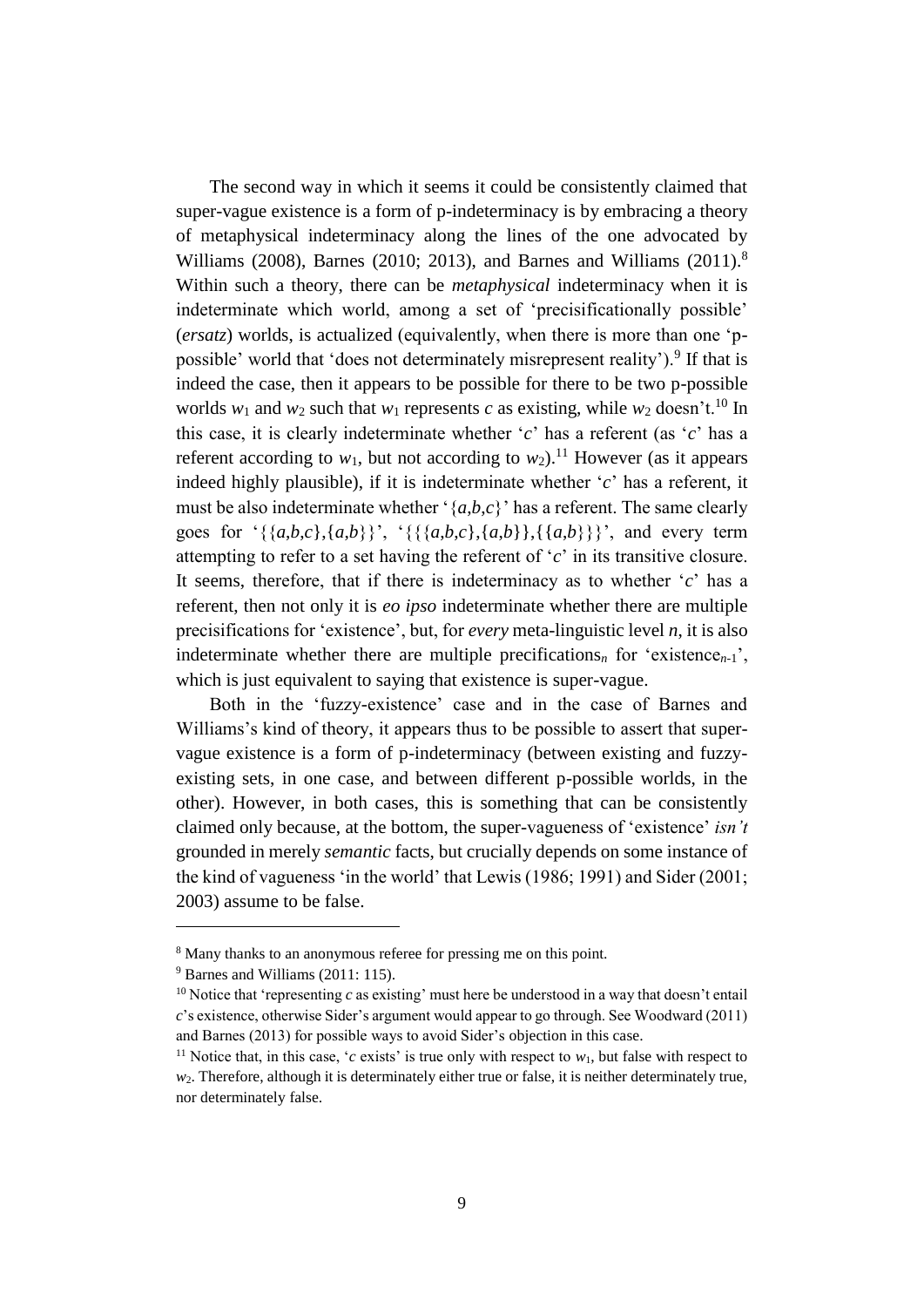The second way in which it seems it could be consistently claimed that super-vague existence is a form of p-indeterminacy is by embracing a theory of metaphysical indeterminacy along the lines of the one advocated by Williams (2008), Barnes (2010; 2013), and Barnes and Williams (2011).[8] Within such a theory, there can be *metaphysical* indeterminacy when it is indeterminate which world, among a set of 'precisificationally possible' (*ersatz*) worlds, is actualized (equivalently, when there is more than one 'p-possible' world that 'does not determinately misrepresent reality').[9] If that is indeed the case, then it appears to be possible for there to be two p-possible worlds $w_1$ and $w_2$ such that $w_1$ represents *c* as existing, while $w_2$ doesn't.[10] In this case, it is clearly indeterminate whether '*c*' has a referent (as '*c*' has a referent according to $w_1$, but not according to $w_2$).[11] However (as it appears indeed highly plausible), if it is indeterminate whether '*c*' has a referent, it must be also indeterminate whether '$\{a,b,c\}$' has a referent. The same clearly goes for '$\{\{a,b,c\},\{a,b\}\}$', '$\{\{\{a,b,c\},\{a,b\}\},\{\{a,b\}\}\}$', and every term attempting to refer to a set having the referent of '*c*' in its transitive closure. It seems, therefore, that if there is indeterminacy as to whether '*c*' has a referent, then not only it is *eo ipso* indeterminate whether there are multiple precisifications for 'existence', but, for *every* meta-linguistic level *n*, it is also indeterminate whether there are multiple precifications$_n$ for 'existence$_{n\text{-}1}$', which is just equivalent to saying that existence is super-vague.

Both in the 'fuzzy-existence' case and in the case of Barnes and Williams's kind of theory, it appears thus to be possible to assert that super-vague existence is a form of p-indeterminacy (between existing and fuzzy-existing sets, in one case, and between different p-possible worlds, in the other). However, in both cases, this is something that can be consistently claimed only because, at the bottom, the super-vagueness of 'existence' *isn't* grounded in merely *semantic* facts, but crucially depends on some instance of the kind of vagueness 'in the world' that Lewis (1986; 1991) and Sider (2001; 2003) assume to be false.

---

[8] Many thanks to an anonymous referee for pressing me on this point.

[9] Barnes and Williams (2011: 115).

[10] Notice that 'representing *c* as existing' must here be understood in a way that doesn't entail *c*'s existence, otherwise Sider's argument would appear to go through. See Woodward (2011) and Barnes (2013) for possible ways to avoid Sider's objection in this case.

[11] Notice that, in this case, '*c* exists' is true only with respect to $w_1$, but false with respect to $w_2$. Therefore, although it is determinately either true or false, it is neither determinately true, nor determinately false.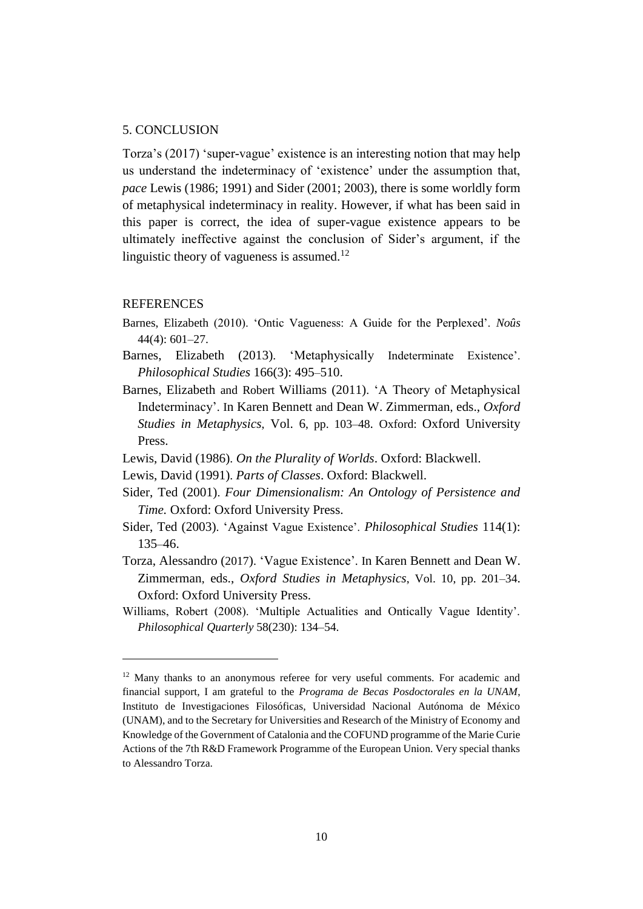## 5. CONCLUSION

Torza's (2017) 'super-vague' existence is an interesting notion that may help us understand the indeterminacy of 'existence' under the assumption that, *pace* Lewis (1986; 1991) and Sider (2001; 2003), there is some worldly form of metaphysical indeterminacy in reality. However, if what has been said in this paper is correct, the idea of super-vague existence appears to be ultimately ineffective against the conclusion of Sider's argument, if the linguistic theory of vagueness is assumed.[12]

## REFERENCES

Barnes, Elizabeth (2010). 'Ontic Vagueness: A Guide for the Perplexed'. *Noûs* 44(4): 601–27.

Barnes, Elizabeth (2013). 'Metaphysically Indeterminate Existence'. *Philosophical Studies* 166(3): 495–510.

Barnes, Elizabeth and Robert Williams (2011). 'A Theory of Metaphysical Indeterminacy'. In Karen Bennett and Dean W. Zimmerman, eds., *Oxford Studies in Metaphysics*, Vol. 6, pp. 103–48. Oxford: Oxford University Press.

Lewis, David (1986). *On the Plurality of Worlds*. Oxford: Blackwell.

Lewis, David (1991). *Parts of Classes*. Oxford: Blackwell.

Sider, Ted (2001). *Four Dimensionalism: An Ontology of Persistence and Time.* Oxford: Oxford University Press.

Sider, Ted (2003). 'Against Vague Existence'. *Philosophical Studies* 114(1): 135–46.

Torza, Alessandro (2017). 'Vague Existence'. In Karen Bennett and Dean W. Zimmerman, eds., *Oxford Studies in Metaphysics*, Vol. 10, pp. 201–34. Oxford: Oxford University Press.

Williams, Robert (2008). 'Multiple Actualities and Ontically Vague Identity'. *Philosophical Quarterly* 58(230): 134–54.

---

[12] Many thanks to an anonymous referee for very useful comments. For academic and financial support, I am grateful to the *Programa de Becas Posdoctorales en la UNAM*, Instituto de Investigaciones Filosóficas, Universidad Nacional Autónoma de México (UNAM), and to the Secretary for Universities and Research of the Ministry of Economy and Knowledge of the Government of Catalonia and the COFUND programme of the Marie Curie Actions of the 7th R&D Framework Programme of the European Union. Very special thanks to Alessandro Torza.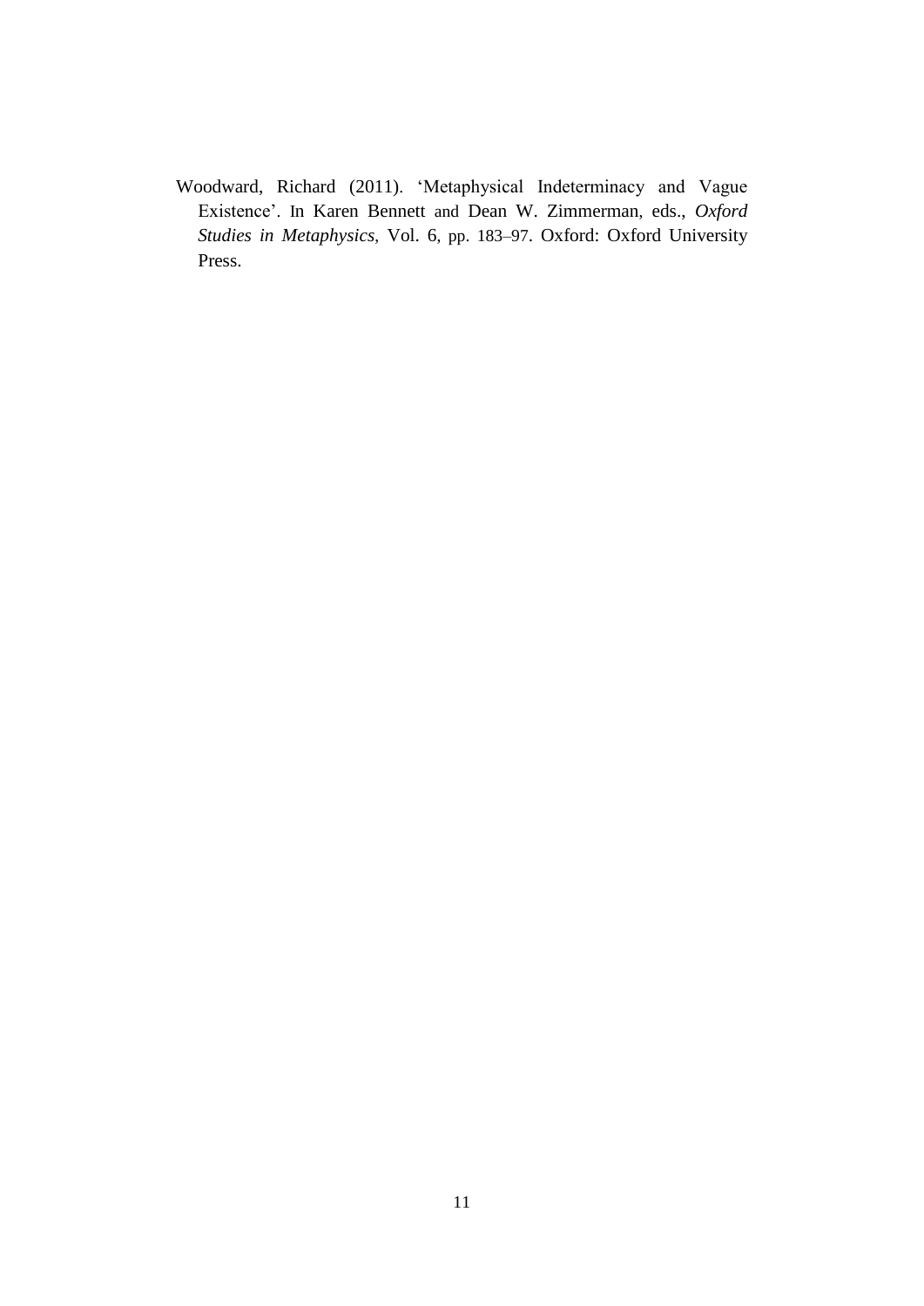Woodward, Richard (2011). 'Metaphysical Indeterminacy and Vague Existence'. In Karen Bennett and Dean W. Zimmerman, eds., *Oxford Studies in Metaphysics*, Vol. 6, pp. 183–97. Oxford: Oxford University Press.